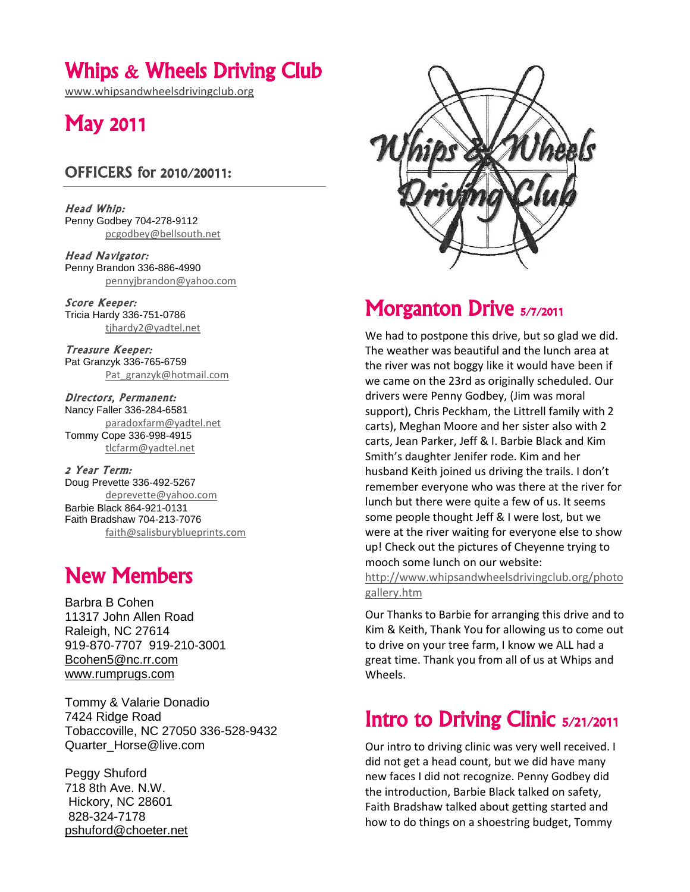# Whips & Wheels Driving Club

www.whipsandwheelsdrivingclub.org

## May 2011

### OFFICERS for 2010/20011:

***Head Whip:***
Penny Godbey 704-278-9112
pcgodbey@bellsouth.net

***Head Navigator:***
Penny Brandon 336-886-4990
pennyjbrandon@yahoo.com

***Score Keeper:***
Tricia Hardy 336-751-0786
tjhardy2@yadtel.net

***Treasure Keeper:***
Pat Granzyk 336-765-6759
Pat_granzyk@hotmail.com

***Directors, Permanent:***
Nancy Faller 336-284-6581
paradoxfarm@yadtel.net
Tommy Cope 336-998-4915
tlcfarm@yadtel.net

***2 Year Term:***
Doug Prevette 336-492-5267
deprevette@yahoo.com
Barbie Black 864-921-0131
Faith Bradshaw 704-213-7076
faith@salisburyblueprints.com

## New Members

Barbra B Cohen
11317 John Allen Road
Raleigh, NC 27614
919-870-7707 919-210-3001
Bcohen5@nc.rr.com
www.rumprugs.com

Tommy & Valarie Donadio
7424 Ridge Road
Tobaccoville, NC 27050 336-528-9432
Quarter_Horse@live.com

Peggy Shuford
718 8th Ave. N.W.
Hickory, NC 28601
828-324-7178
pshuford@choeter.net

## Morganton Drive 5/7/2011

We had to postpone this drive, but so glad we did. The weather was beautiful and the lunch area at the river was not boggy like it would have been if we came on the 23rd as originally scheduled. Our drivers were Penny Godbey, (Jim was moral support), Chris Peckham, the Littrell family with 2 carts), Meghan Moore and her sister also with 2 carts, Jean Parker, Jeff & I. Barbie Black and Kim Smith's daughter Jenifer rode. Kim and her husband Keith joined us driving the trails. I don't remember everyone who was there at the river for lunch but there were quite a few of us. It seems some people thought Jeff & I were lost, but we were at the river waiting for everyone else to show up! Check out the pictures of Cheyenne trying to mooch some lunch on our website: http://www.whipsandwheelsdrivingclub.org/photogallery.htm

Our Thanks to Barbie for arranging this drive and to Kim & Keith, Thank You for allowing us to come out to drive on your tree farm, I know we ALL had a great time. Thank you from all of us at Whips and Wheels.

## Intro to Driving Clinic 5/21/2011

Our intro to driving clinic was very well received. I did not get a head count, but we did have many new faces I did not recognize. Penny Godbey did the introduction, Barbie Black talked on safety, Faith Bradshaw talked about getting started and how to do things on a shoestring budget, Tommy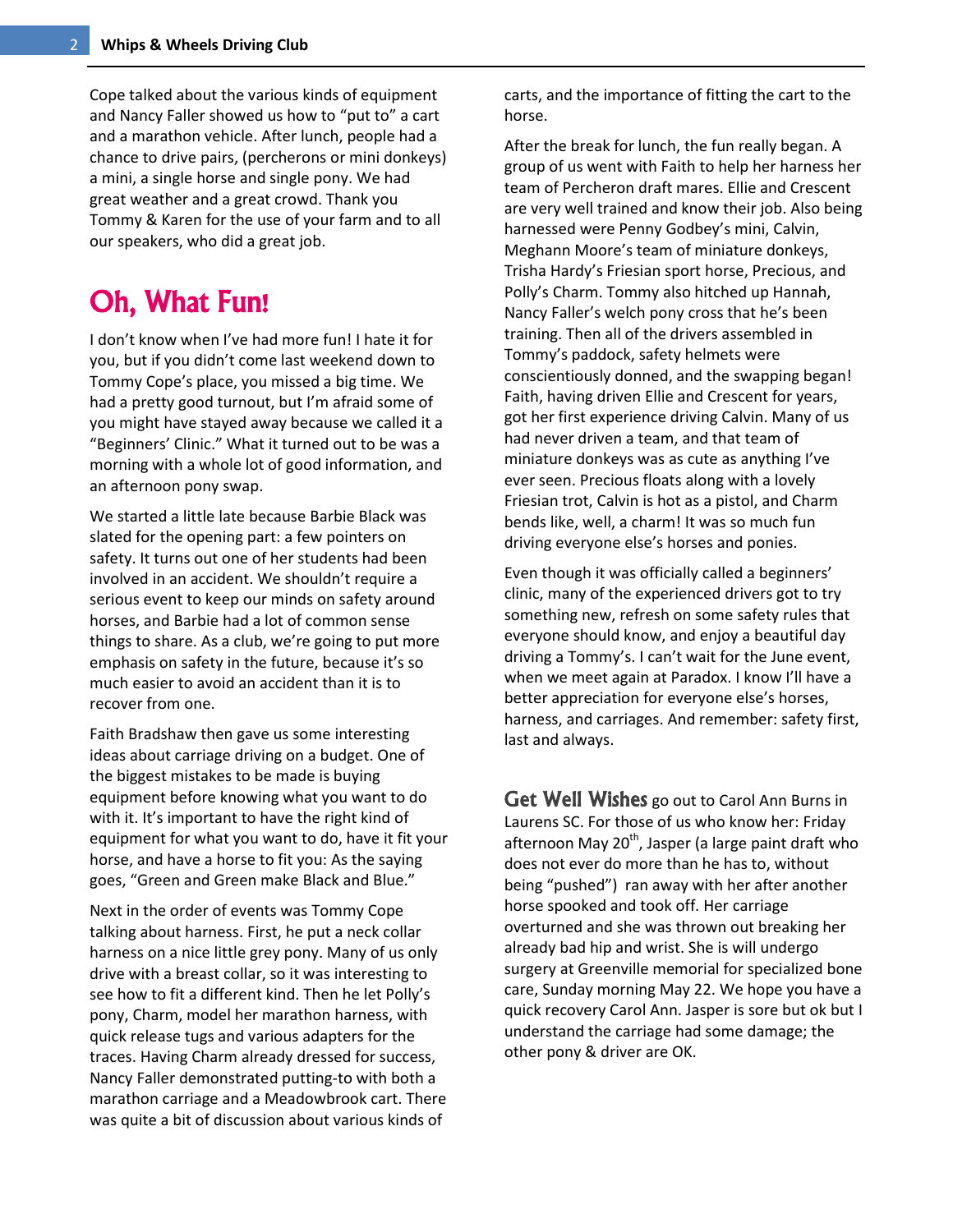Cope talked about the various kinds of equipment and Nancy Faller showed us how to "put to" a cart and a marathon vehicle. After lunch, people had a chance to drive pairs, (percherons or mini donkeys) a mini, a single horse and single pony. We had great weather and a great crowd. Thank you Tommy & Karen for the use of your farm and to all our speakers, who did a great job.

## Oh, What Fun!

I don't know when I've had more fun! I hate it for you, but if you didn't come last weekend down to Tommy Cope's place, you missed a big time. We had a pretty good turnout, but I'm afraid some of you might have stayed away because we called it a "Beginners' Clinic." What it turned out to be was a morning with a whole lot of good information, and an afternoon pony swap.

We started a little late because Barbie Black was slated for the opening part: a few pointers on safety. It turns out one of her students had been involved in an accident. We shouldn't require a serious event to keep our minds on safety around horses, and Barbie had a lot of common sense things to share. As a club, we're going to put more emphasis on safety in the future, because it's so much easier to avoid an accident than it is to recover from one.

Faith Bradshaw then gave us some interesting ideas about carriage driving on a budget. One of the biggest mistakes to be made is buying equipment before knowing what you want to do with it. It's important to have the right kind of equipment for what you want to do, have it fit your horse, and have a horse to fit you: As the saying goes, "Green and Green make Black and Blue."

Next in the order of events was Tommy Cope talking about harness. First, he put a neck collar harness on a nice little grey pony. Many of us only drive with a breast collar, so it was interesting to see how to fit a different kind. Then he let Polly's pony, Charm, model her marathon harness, with quick release tugs and various adapters for the traces. Having Charm already dressed for success, Nancy Faller demonstrated putting-to with both a marathon carriage and a Meadowbrook cart. There was quite a bit of discussion about various kinds of carts, and the importance of fitting the cart to the horse.

After the break for lunch, the fun really began. A group of us went with Faith to help her harness her team of Percheron draft mares. Ellie and Crescent are very well trained and know their job. Also being harnessed were Penny Godbey's mini, Calvin, Meghann Moore's team of miniature donkeys, Trisha Hardy's Friesian sport horse, Precious, and Polly's Charm. Tommy also hitched up Hannah, Nancy Faller's welch pony cross that he's been training. Then all of the drivers assembled in Tommy's paddock, safety helmets were conscientiously donned, and the swapping began! Faith, having driven Ellie and Crescent for years, got her first experience driving Calvin. Many of us had never driven a team, and that team of miniature donkeys was as cute as anything I've ever seen. Precious floats along with a lovely Friesian trot, Calvin is hot as a pistol, and Charm bends like, well, a charm! It was so much fun driving everyone else's horses and ponies.

Even though it was officially called a beginners' clinic, many of the experienced drivers got to try something new, refresh on some safety rules that everyone should know, and enjoy a beautiful day driving a Tommy's. I can't wait for the June event, when we meet again at Paradox. I know I'll have a better appreciation for everyone else's horses, harness, and carriages. And remember: safety first, last and always.

**Get Well Wishes** go out to Carol Ann Burns in Laurens SC. For those of us who know her: Friday afternoon May 20th, Jasper (a large paint draft who does not ever do more than he has to, without being "pushed") ran away with her after another horse spooked and took off. Her carriage overturned and she was thrown out breaking her already bad hip and wrist. She is will undergo surgery at Greenville memorial for specialized bone care, Sunday morning May 22. We hope you have a quick recovery Carol Ann. Jasper is sore but ok but I understand the carriage had some damage; the other pony & driver are OK.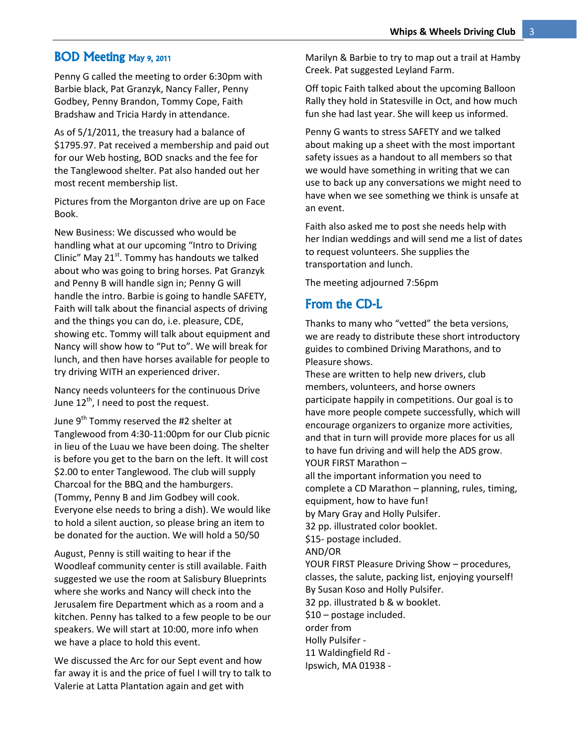## BOD Meeting May 9, 2011

Penny G called the meeting to order 6:30pm with Barbie black, Pat Granzyk, Nancy Faller, Penny Godbey, Penny Brandon, Tommy Cope, Faith Bradshaw and Tricia Hardy in attendance.

As of 5/1/2011, the treasury had a balance of $1795.97. Pat received a membership and paid out for our Web hosting, BOD snacks and the fee for the Tanglewood shelter. Pat also handed out her most recent membership list.

Pictures from the Morganton drive are up on Face Book.

New Business: We discussed who would be handling what at our upcoming "Intro to Driving Clinic" May 21st. Tommy has handouts we talked about who was going to bring horses. Pat Granzyk and Penny B will handle sign in; Penny G will handle the intro. Barbie is going to handle SAFETY, Faith will talk about the financial aspects of driving and the things you can do, i.e. pleasure, CDE, showing etc. Tommy will talk about equipment and Nancy will show how to "Put to". We will break for lunch, and then have horses available for people to try driving WITH an experienced driver.

Nancy needs volunteers for the continuous Drive June 12th, I need to post the request.

June 9th Tommy reserved the #2 shelter at Tanglewood from 4:30-11:00pm for our Club picnic in lieu of the Luau we have been doing. The shelter is before you get to the barn on the left. It will cost $2.00 to enter Tanglewood. The club will supply Charcoal for the BBQ and the hamburgers. (Tommy, Penny B and Jim Godbey will cook. Everyone else needs to bring a dish). We would like to hold a silent auction, so please bring an item to be donated for the auction. We will hold a 50/50

August, Penny is still waiting to hear if the Woodleaf community center is still available. Faith suggested we use the room at Salisbury Blueprints where she works and Nancy will check into the Jerusalem fire Department which as a room and a kitchen. Penny has talked to a few people to be our speakers. We will start at 10:00, more info when we have a place to hold this event.

We discussed the Arc for our Sept event and how far away it is and the price of fuel I will try to talk to Valerie at Latta Plantation again and get with Marilyn & Barbie to try to map out a trail at Hamby Creek. Pat suggested Leyland Farm.

Off topic Faith talked about the upcoming Balloon Rally they hold in Statesville in Oct, and how much fun she had last year. She will keep us informed.

Penny G wants to stress SAFETY and we talked about making up a sheet with the most important safety issues as a handout to all members so that we would have something in writing that we can use to back up any conversations we might need to have when we see something we think is unsafe at an event.

Faith also asked me to post she needs help with her Indian weddings and will send me a list of dates to request volunteers. She supplies the transportation and lunch.

The meeting adjourned 7:56pm

## From the CD-L

Thanks to many who "vetted" the beta versions, we are ready to distribute these short introductory guides to combined Driving Marathons, and to Pleasure shows.

These are written to help new drivers, club members, volunteers, and horse owners participate happily in competitions. Our goal is to have more people compete successfully, which will encourage organizers to organize more activities, and that in turn will provide more places for us all to have fun driving and will help the ADS grow.

YOUR FIRST Marathon –
all the important information you need to complete a CD Marathon – planning, rules, timing, equipment, how to have fun!
by Mary Gray and Holly Pulsifer.
32 pp. illustrated color booklet.
$15- postage included.
AND/OR
YOUR FIRST Pleasure Driving Show – procedures, classes, the salute, packing list, enjoying yourself!
By Susan Koso and Holly Pulsifer.
32 pp. illustrated b & w booklet.
$10 – postage included.
order from
Holly Pulsifer -
11 Waldingfield Rd -
Ipswich, MA 01938 -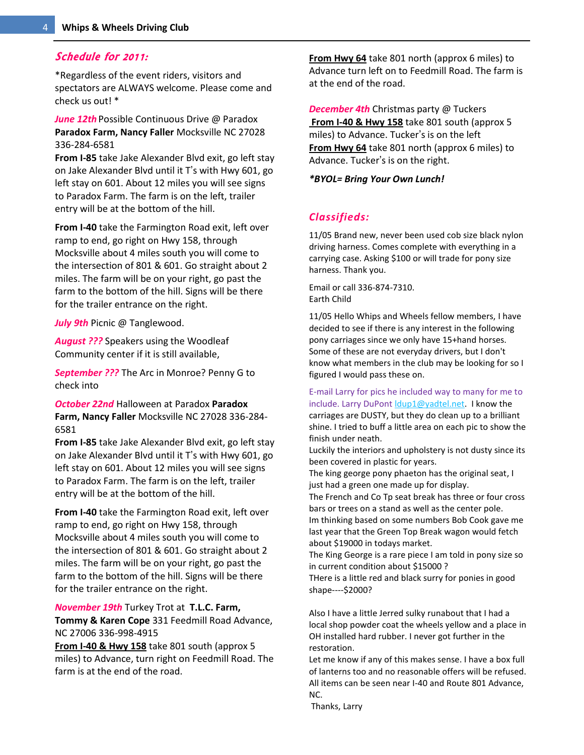## *Schedule for 2011:*

*Regardless of the event riders, visitors and spectators are ALWAYS welcome. Please come and check us out! *

***June 12th*** Possible Continuous Drive @ Paradox
**Paradox Farm, Nancy Faller** Mocksville NC 27028 336-284-6581
**From I-85** take Jake Alexander Blvd exit, go left stay on Jake Alexander Blvd until it T's with Hwy 601, go left stay on 601. About 12 miles you will see signs to Paradox Farm. The farm is on the left, trailer entry will be at the bottom of the hill.

**From I-40** take the Farmington Road exit, left over ramp to end, go right on Hwy 158, through Mocksville about 4 miles south you will come to the intersection of 801 & 601. Go straight about 2 miles. The farm will be on your right, go past the farm to the bottom of the hill. Signs will be there for the trailer entrance on the right.

***July 9th*** Picnic @ Tanglewood.

***August ???*** Speakers using the Woodleaf Community center if it is still available,

***September ???*** The Arc in Monroe? Penny G to check into

***October 22nd*** Halloween at Paradox **Paradox Farm, Nancy Faller** Mocksville NC 27028 336-284-6581
**From I-85** take Jake Alexander Blvd exit, go left stay on Jake Alexander Blvd until it T's with Hwy 601, go left stay on 601. About 12 miles you will see signs to Paradox Farm. The farm is on the left, trailer entry will be at the bottom of the hill.

**From I-40** take the Farmington Road exit, left over ramp to end, go right on Hwy 158, through Mocksville about 4 miles south you will come to the intersection of 801 & 601. Go straight about 2 miles. The farm will be on your right, go past the farm to the bottom of the hill. Signs will be there for the trailer entrance on the right.

***November 19th*** Turkey Trot at **T.L.C. Farm, Tommy & Karen Cope** 331 Feedmill Road Advance, NC 27006 336-998-4915
**From I-40 & Hwy 158** take 801 south (approx 5 miles) to Advance, turn right on Feedmill Road. The farm is at the end of the road.

**From Hwy 64** take 801 north (approx 6 miles) to Advance turn left on to Feedmill Road. The farm is at the end of the road.

***December 4th*** Christmas party @ Tuckers
**From I-40 & Hwy 158** take 801 south (approx 5 miles) to Advance. Tucker's is on the left
**From Hwy 64** take 801 north (approx 6 miles) to Advance. Tucker's is on the right.

***BYOL= Bring Your Own Lunch!***

## *Classifieds:*

11/05 Brand new, never been used cob size black nylon driving harness. Comes complete with everything in a carrying case. Asking $100 or will trade for pony size harness. Thank you.

Email or call 336-874-7310.
Earth Child

11/05 Hello Whips and Wheels fellow members, I have decided to see if there is any interest in the following pony carriages since we only have 15+hand horses. Some of these are not everyday drivers, but I don't know what members in the club may be looking for so I figured I would pass these on.

E-mail Larry for pics he included way to many for me to include. Larry DuPont ldup1@yadtel.net. I know the carriages are DUSTY, but they do clean up to a brilliant shine. I tried to buff a little area on each pic to show the finish under neath.
Luckily the interiors and upholstery is not dusty since its been covered in plastic for years.
The king george pony phaeton has the original seat, I just had a green one made up for display.
The French and Co Tp seat break has three or four cross bars or trees on a stand as well as the center pole.
Im thinking based on some numbers Bob Cook gave me last year that the Green Top Break wagon would fetch about $19000 in todays market.
The King George is a rare piece I am told in pony size so in current condition about $15000 ?
THere is a little red and black surry for ponies in good shape----$2000?

Also I have a little Jerred sulky runabout that I had a local shop powder coat the wheels yellow and a place in OH installed hard rubber. I never got further in the restoration.
Let me know if any of this makes sense. I have a box full of lanterns too and no reasonable offers will be refused.
All items can be seen near I-40 and Route 801 Advance, NC.
Thanks, Larry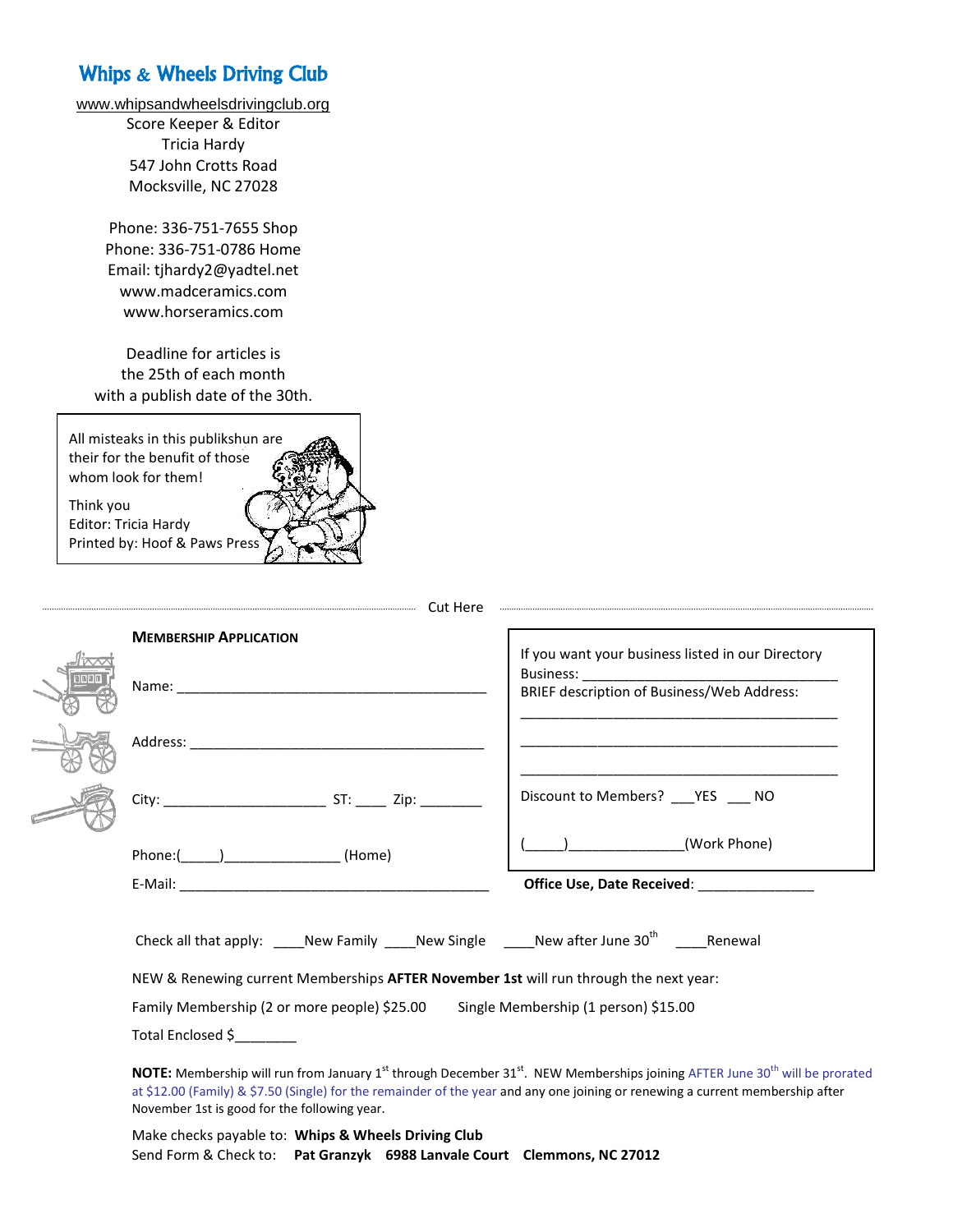# Whips & Wheels Driving Club

www.whipsandwheelsdrivingclub.org

Score Keeper & Editor
Tricia Hardy
547 John Crotts Road
Mocksville, NC 27028

Phone: 336-751-7655 Shop
Phone: 336-751-0786 Home
Email: tjhardy2@yadtel.net
www.madceramics.com
www.horseramics.com

Deadline for articles is the 25th of each month with a publish date of the 30th.

All misteaks in this publikshun are their for the benufit of those whom look for them!

Think you
Editor: Tricia Hardy
Printed by: Hoof & Paws Press

Cut Here

## MEMBERSHIP APPLICATION

Name: ________________________________________

Address: ______________________________________

City: _____________________ ST: ____ Zip: ________

Phone:(_____)_______________ (Home)

E-Mail: ________________________________________

If you want your business listed in our Directory
Business: ___________________________________
BRIEF description of Business/Web Address:
__________________________________________
__________________________________________
__________________________________________

Discount to Members? ___YES ___ NO

(_____)_______________(Work Phone)

**Office Use, Date Received**: _______________

Check all that apply: ____New Family ____New Single ____New after June 30th ____Renewal

NEW & Renewing current Memberships **AFTER November 1st** will run through the next year:

Family Membership (2 or more people) $25.00   Single Membership (1 person) $15.00

Total Enclosed $________

**NOTE:** Membership will run from January 1st through December 31st. NEW Memberships joining AFTER June 30th will be prorated at $12.00 (Family) & $7.50 (Single) for the remainder of the year and any one joining or renewing a current membership after November 1st is good for the following year.

Make checks payable to: **Whips & Wheels Driving Club**
Send Form & Check to: **Pat Granzyk 6988 Lanvale Court Clemmons, NC 27012**